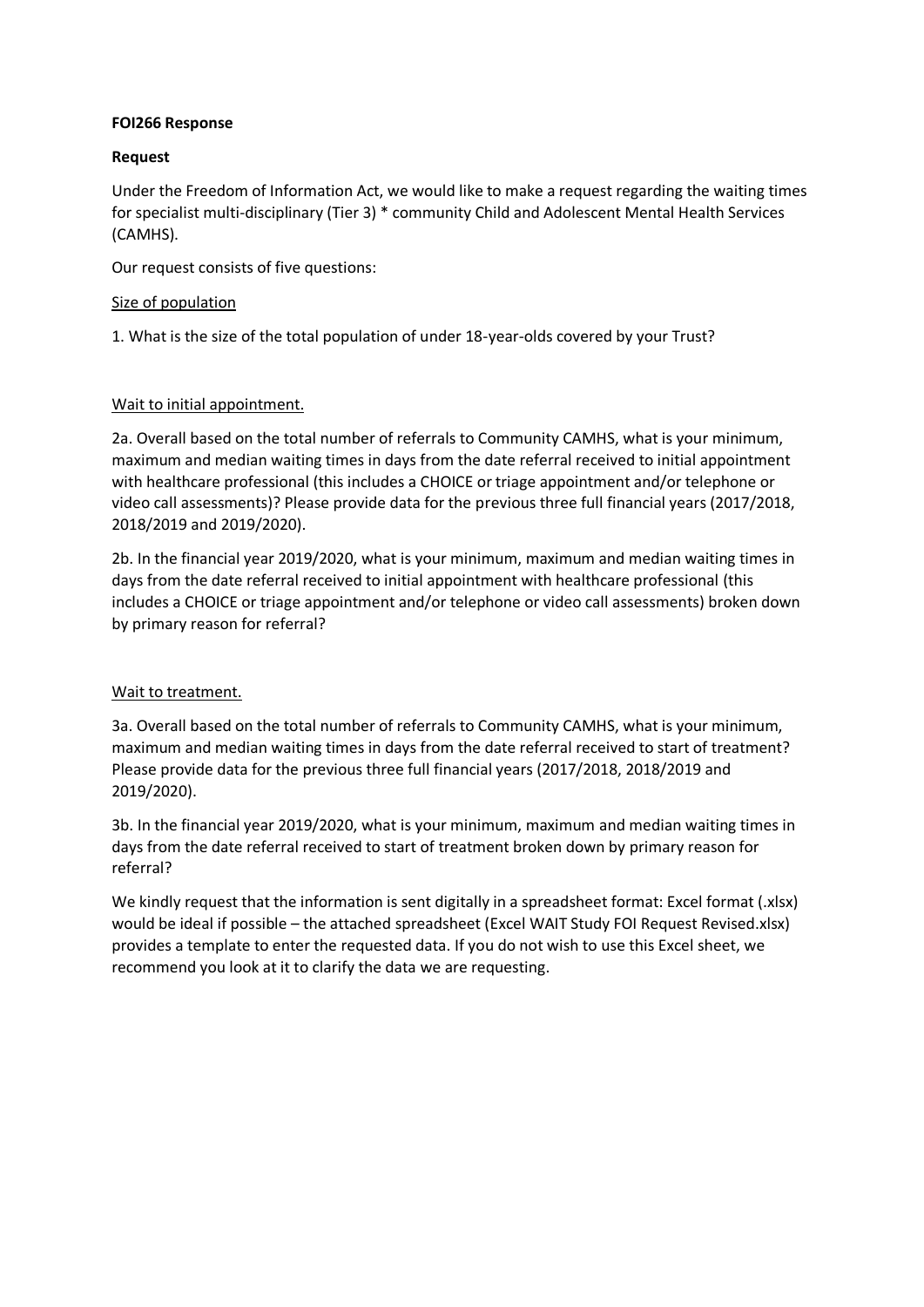**FOI266 Response**

**Request**

Under the Freedom of Information Act, we would like to make a request regarding the waiting times for specialist multi-disciplinary (Tier 3) * community Child and Adolescent Mental Health Services (CAMHS).

Our request consists of five questions:

Size of population

1. What is the size of the total population of under 18-year-olds covered by your Trust?

Wait to initial appointment.

2a. Overall based on the total number of referrals to Community CAMHS, what is your minimum, maximum and median waiting times in days from the date referral received to initial appointment with healthcare professional (this includes a CHOICE or triage appointment and/or telephone or video call assessments)? Please provide data for the previous three full financial years (2017/2018, 2018/2019 and 2019/2020).

2b. In the financial year 2019/2020, what is your minimum, maximum and median waiting times in days from the date referral received to initial appointment with healthcare professional (this includes a CHOICE or triage appointment and/or telephone or video call assessments) broken down by primary reason for referral?

Wait to treatment.

3a. Overall based on the total number of referrals to Community CAMHS, what is your minimum, maximum and median waiting times in days from the date referral received to start of treatment? Please provide data for the previous three full financial years (2017/2018, 2018/2019 and 2019/2020).

3b. In the financial year 2019/2020, what is your minimum, maximum and median waiting times in days from the date referral received to start of treatment broken down by primary reason for referral?

We kindly request that the information is sent digitally in a spreadsheet format: Excel format (.xlsx) would be ideal if possible – the attached spreadsheet (Excel WAIT Study FOI Request Revised.xlsx) provides a template to enter the requested data. If you do not wish to use this Excel sheet, we recommend you look at it to clarify the data we are requesting.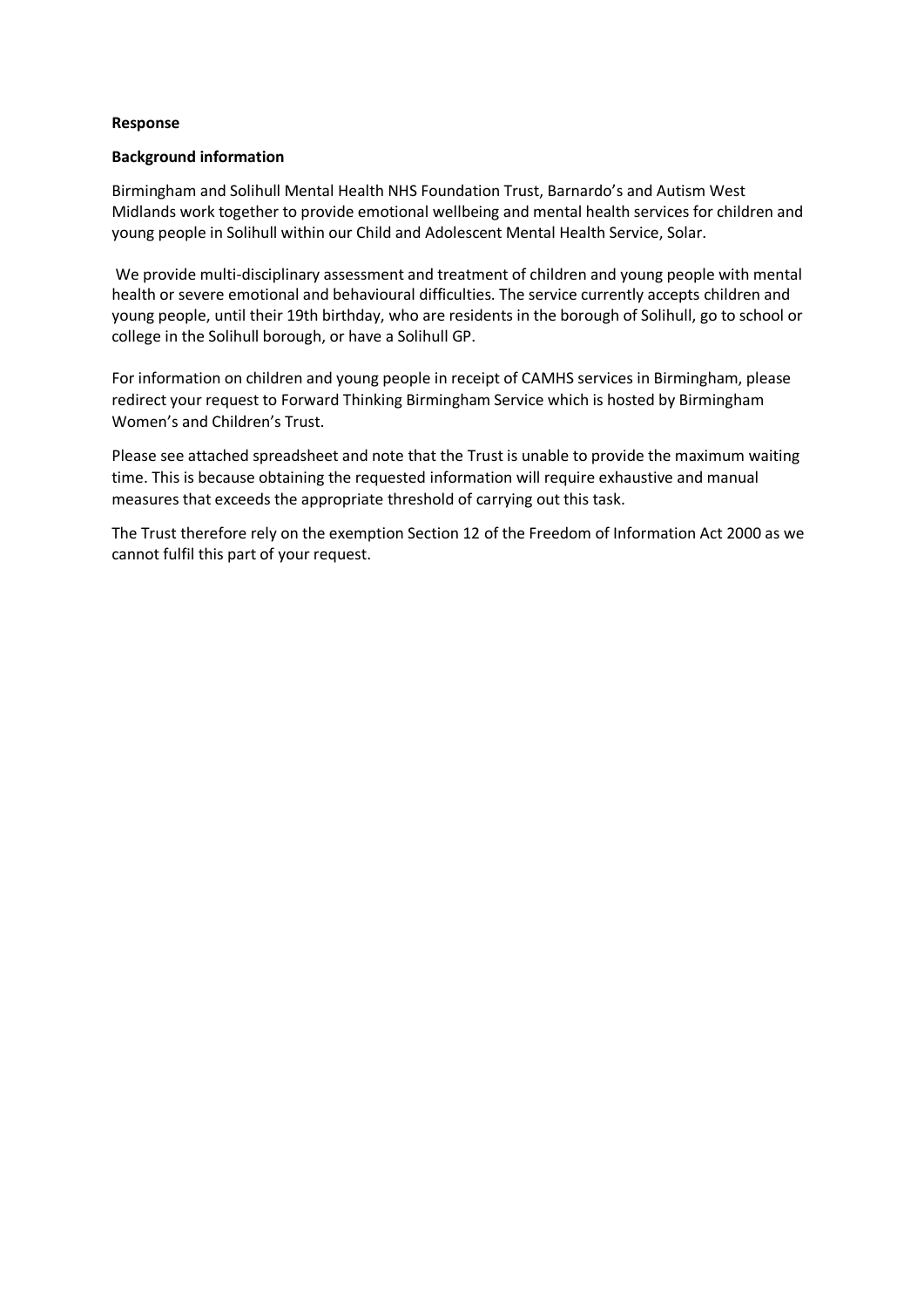**Response**

**Background information**

Birmingham and Solihull Mental Health NHS Foundation Trust, Barnardo's and Autism West Midlands work together to provide emotional wellbeing and mental health services for children and young people in Solihull within our Child and Adolescent Mental Health Service, Solar.

We provide multi-disciplinary assessment and treatment of children and young people with mental health or severe emotional and behavioural difficulties. The service currently accepts children and young people, until their 19th birthday, who are residents in the borough of Solihull, go to school or college in the Solihull borough, or have a Solihull GP.

For information on children and young people in receipt of CAMHS services in Birmingham, please redirect your request to Forward Thinking Birmingham Service which is hosted by Birmingham Women's and Children's Trust.

Please see attached spreadsheet and note that the Trust is unable to provide the maximum waiting time. This is because obtaining the requested information will require exhaustive and manual measures that exceeds the appropriate threshold of carrying out this task.

The Trust therefore rely on the exemption Section 12 of the Freedom of Information Act 2000 as we cannot fulfil this part of your request.